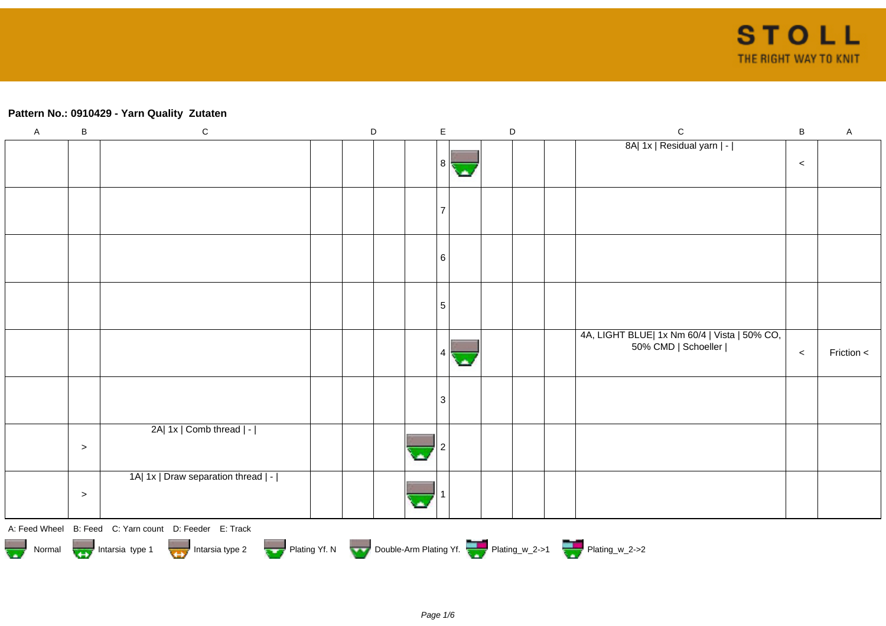**Pattern No.: 0910429 - Yarn Quality  Zutaten**

| A | B | C | D | | | | E | | D | | | C | B | A |
|---|---|---|---|---|---|---|---|---|---|---|---|---|---|---|
| | | | | | | | 8 | | | | | 8A\| 1x \| Residual yarn \| - \| | < | |
| | | | | | | | 7 | | | | | | | |
| | | | | | | | 6 | | | | | | | |
| | | | | | | | 5 | | | | | | | |
| | | | | | | | 4 | | | | | 4A, LIGHT BLUE\| 1x Nm 60/4 \| Vista \| 50% CO, 50% CMD \| Schoeller \| | < | Friction < |
| | | | | | | | 3 | | | | | | | |
| | > | 2A\| 1x \| Comb thread \| - \| | | | | | 2 | | | | | | | |
| | > | 1A\| 1x \| Draw separation thread \| - \| | | | | | 1 | | | | | | | |

A: Feed Wheel   B: Feed   C: Yarn count   D: Feeder   E: Track

Normal   Intarsia type 1   Intarsia type 2   Plating Yf. N   Double-Arm Plating Yf.   Plating_w_2->1   Plating_w_2->2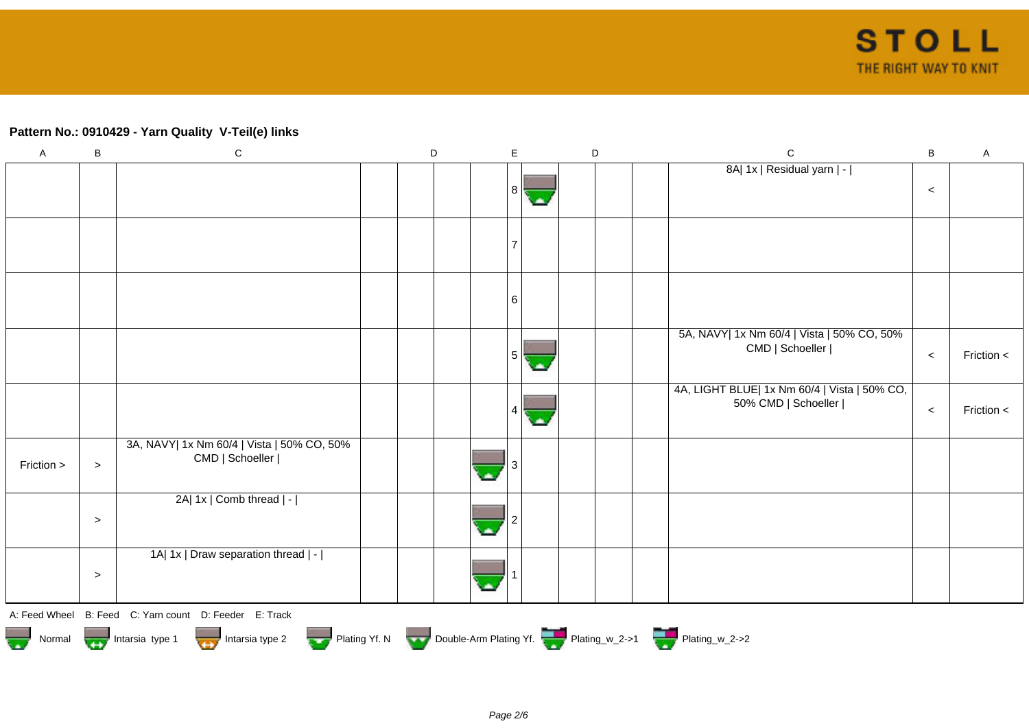## Pattern No.: 0910429 - Yarn Quality  V-Teil(e) links

| A | B | C | D | | | | E | | D | | | C | B | A |
|---|---|---|---|---|---|---|---|---|---|---|---|---|---|---|
| | | | | | | | 8 | | | | | 8A\| 1x \| Residual yarn \| - \| | < | |
| | | | | | | | 7 | | | | | | | |
| | | | | | | | 6 | | | | | | | |
| | | | | | | | 5 | | | | | 5A, NAVY\| 1x Nm 60/4 \| Vista \| 50% CO, 50% CMD \| Schoeller \| | < | Friction < |
| | | | | | | | 4 | | | | | 4A, LIGHT BLUE\| 1x Nm 60/4 \| Vista \| 50% CO, 50% CMD \| Schoeller \| | < | Friction < |
| Friction > | > | 3A, NAVY\| 1x Nm 60/4 \| Vista \| 50% CO, 50% CMD \| Schoeller \| | | | | | 3 | | | | | | | |
| | > | 2A\| 1x \| Comb thread \| - \| | | | | | 2 | | | | | | | |
| | > | 1A\| 1x \| Draw separation thread \| - \| | | | | | 1 | | | | | | | |

A: Feed Wheel    B: Feed    C: Yarn count    D: Feeder    E: Track

Normal    Intarsia type 1    Intarsia type 2    Plating Yf. N    Double-Arm Plating Yf.    Plating_w_2->1    Plating_w_2->2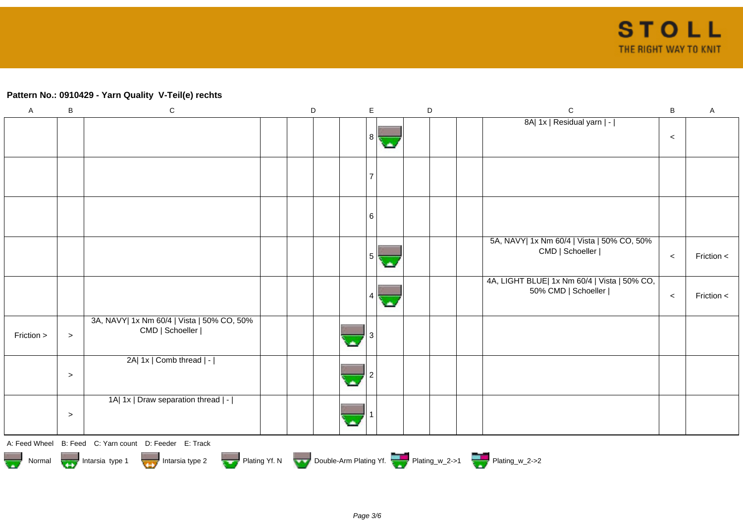**Pattern No.: 0910429 - Yarn Quality  V-Teil(e) rechts**

| A | B | C | D | D | D | D | E | D | D | D | D | C | B | A |
|---|---|---|---|---|---|---|---|---|---|---|---|---|---|---|
| | | | | | | | 8 | | | | | 8A\| 1x \| Residual yarn \| - \| | < | |
| | | | | | | | 7 | | | | | | | |
| | | | | | | | 6 | | | | | | | |
| | | | | | | | 5 | | | | | 5A, NAVY\| 1x Nm 60/4 \| Vista \| 50% CO, 50% CMD \| Schoeller \| | < | Friction < |
| | | | | | | | 4 | | | | | 4A, LIGHT BLUE\| 1x Nm 60/4 \| Vista \| 50% CO, 50% CMD \| Schoeller \| | < | Friction < |
| Friction > | > | 3A, NAVY\| 1x Nm 60/4 \| Vista \| 50% CO, 50% CMD \| Schoeller \| | | | | | 3 | | | | | | | |
| | > | 2A\| 1x \| Comb thread \| - \| | | | | | 2 | | | | | | | |
| | > | 1A\| 1x \| Draw separation thread \| - \| | | | | | 1 | | | | | | | |

A: Feed Wheel  B: Feed  C: Yarn count  D: Feeder  E: Track

Normal  Intarsia type 1  Intarsia type 2  Plating Yf. N  Double-Arm Plating Yf.  Plating_w_2->1  Plating_w_2->2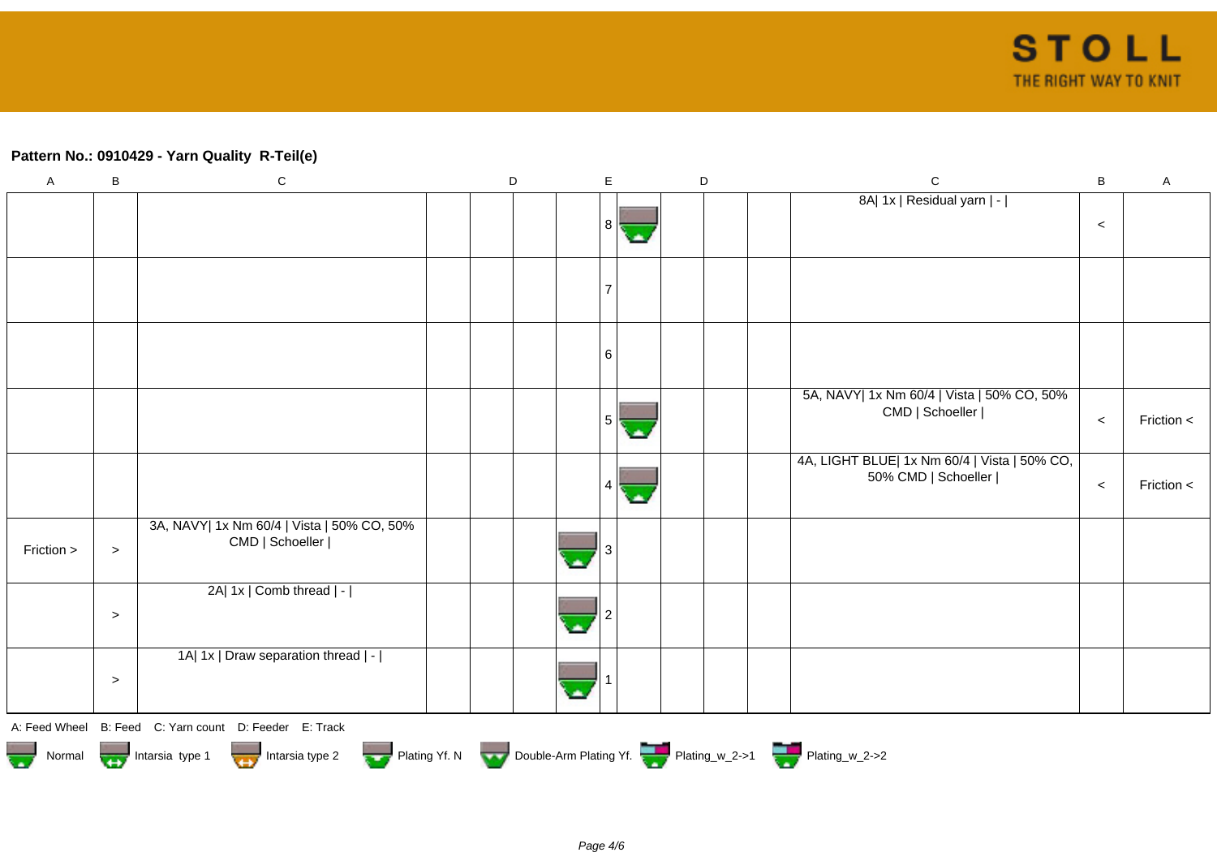**Pattern No.: 0910429 - Yarn Quality  R-Teil(e)**

| A | B | C | D | | | | E | | D | | | C | B | A |
|---|---|---|---|---|---|---|---|---|---|---|---|---|---|---|
| | | | | | | | 8 | | | | | 8A\| 1x \| Residual yarn \| - \| | < | |
| | | | | | | | 7 | | | | | | | |
| | | | | | | | 6 | | | | | | | |
| | | | | | | | 5 | | | | | 5A, NAVY\| 1x Nm 60/4 \| Vista \| 50% CO, 50% CMD \| Schoeller \| | < | Friction < |
| | | | | | | | 4 | | | | | 4A, LIGHT BLUE\| 1x Nm 60/4 \| Vista \| 50% CO, 50% CMD \| Schoeller \| | < | Friction < |
| Friction > | > | 3A, NAVY\| 1x Nm 60/4 \| Vista \| 50% CO, 50% CMD \| Schoeller \| | | | | | 3 | | | | | | | |
| | > | 2A\| 1x \| Comb thread \| - \| | | | | | 2 | | | | | | | |
| | > | 1A\| 1x \| Draw separation thread \| - \| | | | | | 1 | | | | | | | |

A: Feed Wheel   B: Feed   C: Yarn count   D: Feeder   E: Track

Normal   Intarsia type 1   Intarsia type 2   Plating Yf. N   Double-Arm Plating Yf.   Plating_w_2->1   Plating_w_2->2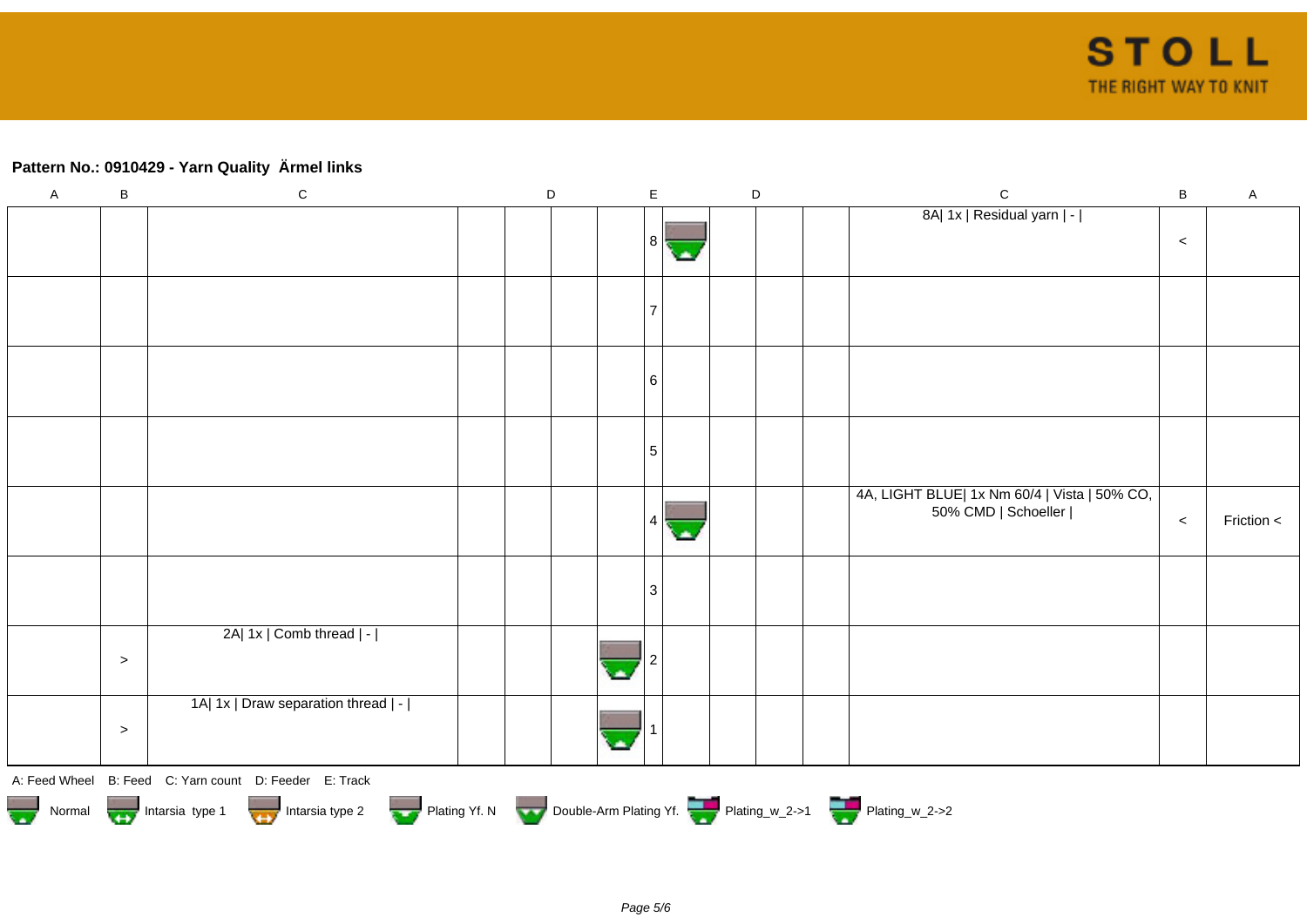**Pattern No.: 0910429 - Yarn Quality  Ärmel links**

| A | B | C | D | | | | E | | D | | | C | B | A |
|---|---|---|---|---|---|---|---|---|---|---|---|---|---|---|
| | | | | | | | 8 | | | | | 8A\| 1x \| Residual yarn \| - \| | < | |
| | | | | | | | 7 | | | | | | | |
| | | | | | | | 6 | | | | | | | |
| | | | | | | | 5 | | | | | | | |
| | | | | | | | 4 | | | | | 4A, LIGHT BLUE\| 1x Nm 60/4 \| Vista \| 50% CO, 50% CMD \| Schoeller \| | < | Friction < |
| | | | | | | | 3 | | | | | | | |
| | > | 2A\| 1x \| Comb thread \| - \| | | | | | 2 | | | | | | | |
| | > | 1A\| 1x \| Draw separation thread \| - \| | | | | | 1 | | | | | | | |

A: Feed Wheel   B: Feed   C: Yarn count   D: Feeder   E: Track

Normal   Intarsia type 1   Intarsia type 2   Plating Yf. N   Double-Arm Plating Yf.   Plating_w_2->1   Plating_w_2->2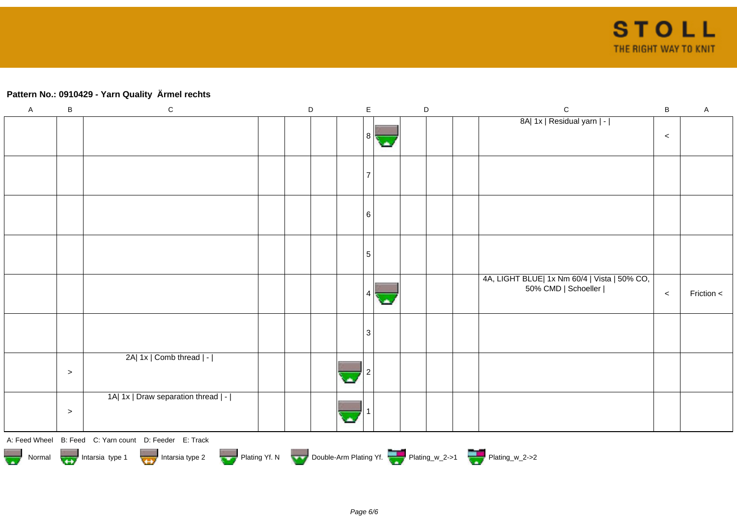**Pattern No.: 0910429 - Yarn Quality  Ärmel rechts**

| A | B | C | D | D | D | D | E | D | D | D | C | B | A |
|---|---|---|---|---|---|---|---|---|---|---|---|---|---|
| | | | | | | | 8 | | | | 8A\| 1x \| Residual yarn \| - \| | < | |
| | | | | | | | 7 | | | | | | |
| | | | | | | | 6 | | | | | | |
| | | | | | | | 5 | | | | | | |
| | | | | | | | 4 | | | | 4A, LIGHT BLUE\| 1x Nm 60/4 \| Vista \| 50% CO, 50% CMD \| Schoeller \| | < | Friction < |
| | | | | | | | 3 | | | | | | |
| | > | 2A\| 1x \| Comb thread \| - \| | | | | | 2 | | | | | | |
| | > | 1A\| 1x \| Draw separation thread \| - \| | | | | | 1 | | | | | | |

A: Feed Wheel   B: Feed   C: Yarn count   D: Feeder   E: Track

Normal   Intarsia type 1   Intarsia type 2   Plating Yf. N   Double-Arm Plating Yf.   Plating_w_2->1   Plating_w_2->2